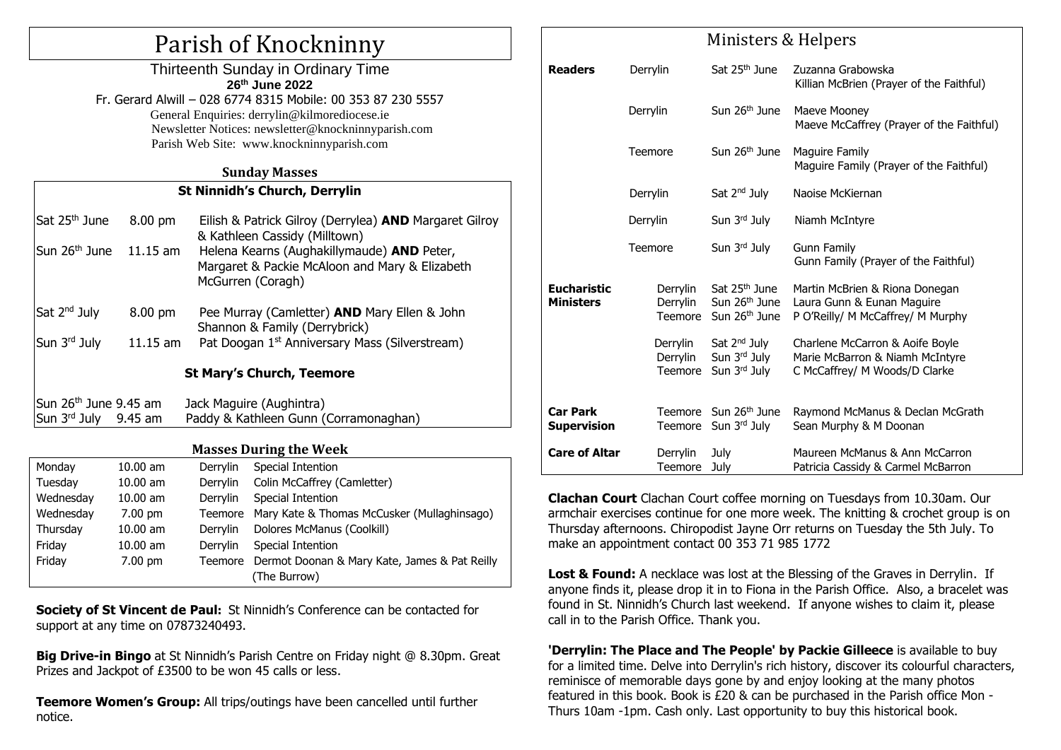# Parish of Knockninny

Thirteenth Sunday in Ordinary Time

**26th June 2022**

Fr. Gerard Alwill – 028 6774 8315 Mobile: 00 353 87 230 5557

General Enquiries: derrylin@kilmorediocese.ie

Newsletter Notices: newsletter@knockninnyparish.com

Parish Web Site: www.knockninnyparish.com

## Sunday Masses

### St Ninnidh's Church, Derrylin

| | | |
|---|---|---|
| Sat 25th June | 8.00 pm | Eilish & Patrick Gilroy (Derrylea) **AND** Margaret Gilroy & Kathleen Cassidy (Milltown) |
| Sun 26th June | 11.15 am | Helena Kearns (Aughakillymaude) **AND** Peter, Margaret & Packie McAloon and Mary & Elizabeth McGurren (Coragh) |
| Sat 2nd July | 8.00 pm | Pee Murray (Camletter) **AND** Mary Ellen & John Shannon & Family (Derrybrick) |
| Sun 3rd July | 11.15 am | Pat Doogan 1st Anniversary Mass (Silverstream) |

### St Mary's Church, Teemore

| | | |
|---|---|---|
| Sun 26th June | 9.45 am | Jack Maguire (Aughintra) |
| Sun 3rd July | 9.45 am | Paddy & Kathleen Gunn (Corramonaghan) |

## Masses During the Week

| | | | |
|---|---|---|---|
| Monday | 10.00 am | Derrylin | Special Intention |
| Tuesday | 10.00 am | Derrylin | Colin McCaffrey (Camletter) |
| Wednesday | 10.00 am | Derrylin | Special Intention |
| Wednesday | 7.00 pm | Teemore | Mary Kate & Thomas McCusker (Mullaghinsago) |
| Thursday | 10.00 am | Derrylin | Dolores McManus (Coolkill) |
| Friday | 10.00 am | Derrylin | Special Intention |
| Friday | 7.00 pm | Teemore | Dermot Doonan & Mary Kate, James & Pat Reilly (The Burrow) |

**Society of St Vincent de Paul:** St Ninnidh's Conference can be contacted for support at any time on 07873240493.

**Big Drive-in Bingo** at St Ninnidh's Parish Centre on Friday night @ 8.30pm. Great Prizes and Jackpot of £3500 to be won 45 calls or less.

**Teemore Women's Group:** All trips/outings have been cancelled until further notice.

## Ministers & Helpers

| | | | |
|---|---|---|---|
| **Readers** | Derrylin | Sat 25th June | Zuzanna Grabowska<br>Killian McBrien (Prayer of the Faithful) |
| | Derrylin | Sun 26th June | Maeve Mooney<br>Maeve McCaffrey (Prayer of the Faithful) |
| | Teemore | Sun 26th June | Maguire Family<br>Maguire Family (Prayer of the Faithful) |
| | Derrylin | Sat 2nd July | Naoise McKiernan |
| | Derrylin | Sun 3rd July | Niamh McIntyre |
| | Teemore | Sun 3rd July | Gunn Family<br>Gunn Family (Prayer of the Faithful) |
| **Eucharistic Ministers** | Derrylin | Sat 25th June | Martin McBrien & Riona Donegan |
| | Derrylin | Sun 26th June | Laura Gunn & Eunan Maguire |
| | Teemore | Sun 26th June | P O'Reilly/ M McCaffrey/ M Murphy |
| | Derrylin | Sat 2nd July | Charlene McCarron & Aoife Boyle |
| | Derrylin | Sun 3rd July | Marie McBarron & Niamh McIntyre |
| | Teemore | Sun 3rd July | C McCaffrey/ M Woods/D Clarke |
| **Car Park Supervision** | Teemore | Sun 26th June | Raymond McManus & Declan McGrath |
| | Teemore | Sun 3rd July | Sean Murphy & M Doonan |
| **Care of Altar** | Derrylin | July | Maureen McManus & Ann McCarron |
| | Teemore | July | Patricia Cassidy & Carmel McBarron |

**Clachan Court** Clachan Court coffee morning on Tuesdays from 10.30am. Our armchair exercises continue for one more week. The knitting & crochet group is on Thursday afternoons. Chiropodist Jayne Orr returns on Tuesday the 5th July. To make an appointment contact 00 353 71 985 1772

**Lost & Found:** A necklace was lost at the Blessing of the Graves in Derrylin. If anyone finds it, please drop it in to Fiona in the Parish Office. Also, a bracelet was found in St. Ninnidh's Church last weekend. If anyone wishes to claim it, please call in to the Parish Office. Thank you.

**'Derrylin: The Place and The People' by Packie Gilleece** is available to buy for a limited time. Delve into Derrylin's rich history, discover its colourful characters, reminisce of memorable days gone by and enjoy looking at the many photos featured in this book. Book is £20 & can be purchased in the Parish office Mon - Thurs 10am -1pm. Cash only. Last opportunity to buy this historical book.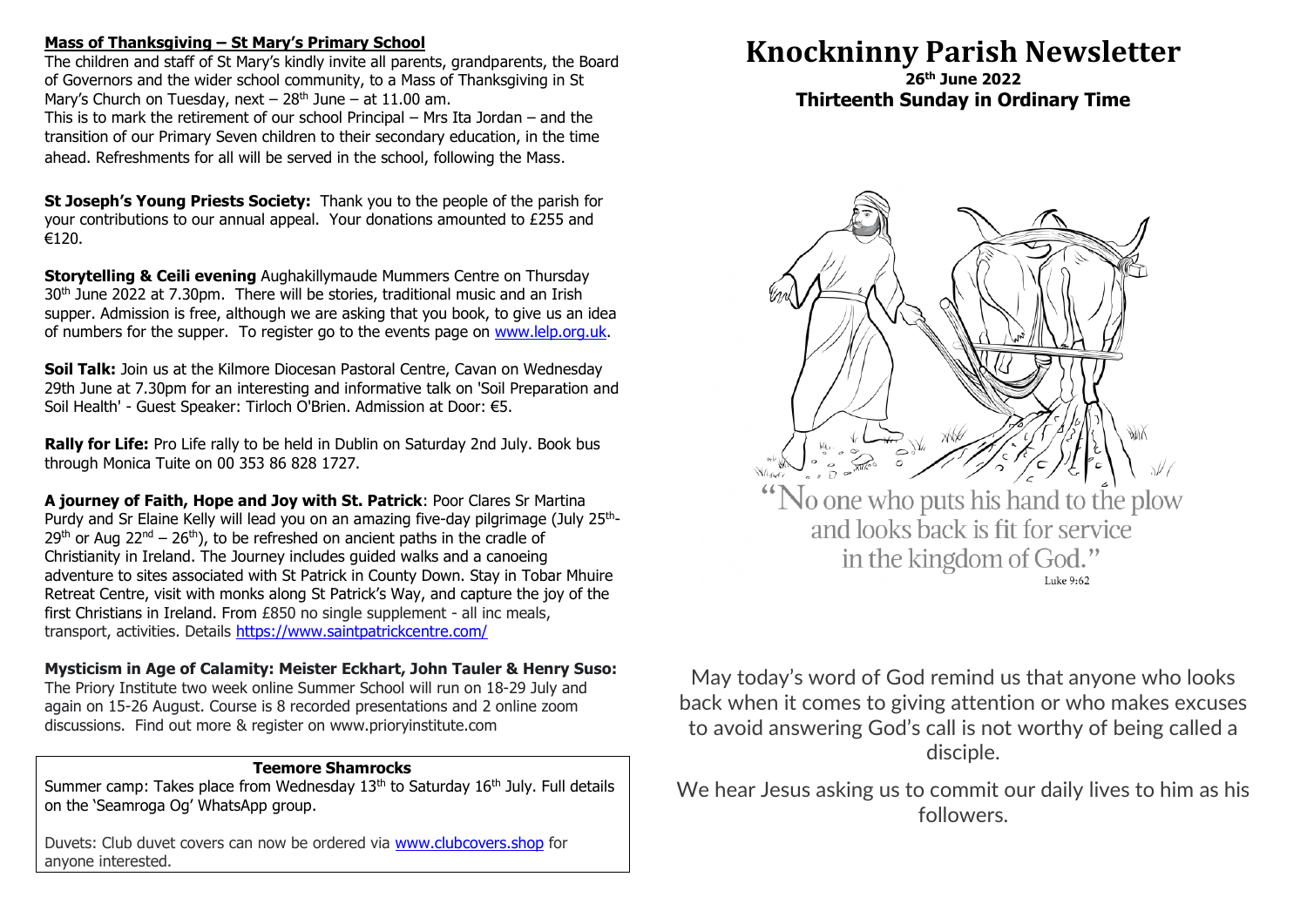**Mass of Thanksgiving – St Mary's Primary School**

The children and staff of St Mary's kindly invite all parents, grandparents, the Board of Governors and the wider school community, to a Mass of Thanksgiving in St Mary's Church on Tuesday, next – 28th June – at 11.00 am.

This is to mark the retirement of our school Principal – Mrs Ita Jordan – and the transition of our Primary Seven children to their secondary education, in the time ahead. Refreshments for all will be served in the school, following the Mass.

**St Joseph's Young Priests Society:** Thank you to the people of the parish for your contributions to our annual appeal. Your donations amounted to £255 and €120.

**Storytelling & Ceili evening** Aughakillymaude Mummers Centre on Thursday 30th June 2022 at 7.30pm. There will be stories, traditional music and an Irish supper. Admission is free, although we are asking that you book, to give us an idea of numbers for the supper. To register go to the events page on www.lelp.org.uk.

**Soil Talk:** Join us at the Kilmore Diocesan Pastoral Centre, Cavan on Wednesday 29th June at 7.30pm for an interesting and informative talk on 'Soil Preparation and Soil Health' - Guest Speaker: Tirloch O'Brien. Admission at Door: €5.

**Rally for Life:** Pro Life rally to be held in Dublin on Saturday 2nd July. Book bus through Monica Tuite on 00 353 86 828 1727.

**A journey of Faith, Hope and Joy with St. Patrick**: Poor Clares Sr Martina Purdy and Sr Elaine Kelly will lead you on an amazing five-day pilgrimage (July 25th-29th or Aug 22nd – 26th), to be refreshed on ancient paths in the cradle of Christianity in Ireland. The Journey includes guided walks and a canoeing adventure to sites associated with St Patrick in County Down. Stay in Tobar Mhuire Retreat Centre, visit with monks along St Patrick's Way, and capture the joy of the first Christians in Ireland. From £850 no single supplement - all inc meals, transport, activities. Details https://www.saintpatrickcentre.com/

**Mysticism in Age of Calamity: Meister Eckhart, John Tauler & Henry Suso:**

The Priory Institute two week online Summer School will run on 18-29 July and again on 15-26 August. Course is 8 recorded presentations and 2 online zoom discussions. Find out more & register on www.prioryinstitute.com

**Teemore Shamrocks**

Summer camp: Takes place from Wednesday 13th to Saturday 16th July. Full details on the 'Seamroga Og' WhatsApp group.

Duvets: Club duvet covers can now be ordered via www.clubcovers.shop for anyone interested.

# Knockninny Parish Newsletter

**26th June 2022**

**Thirteenth Sunday in Ordinary Time**

"No one who puts his hand to the plow and looks back is fit for service in the kingdom of God."

Luke 9:62

May today's word of God remind us that anyone who looks back when it comes to giving attention or who makes excuses to avoid answering God's call is not worthy of being called a disciple.

We hear Jesus asking us to commit our daily lives to him as his followers.